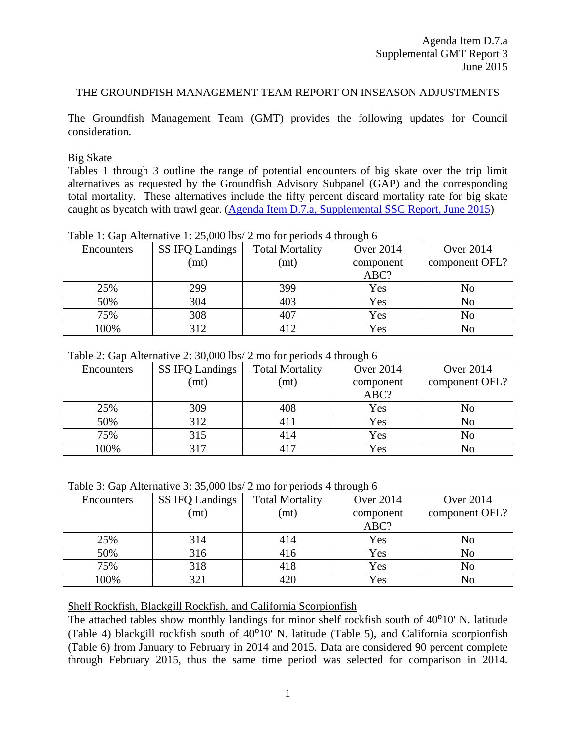Agenda Item D.7.a
Supplemental GMT Report 3
June 2015

# THE GROUNDFISH MANAGEMENT TEAM REPORT ON INSEASON ADJUSTMENTS

The Groundfish Management Team (GMT) provides the following updates for Council consideration.

## Big Skate

Tables 1 through 3 outline the range of potential encounters of big skate over the trip limit alternatives as requested by the Groundfish Advisory Subpanel (GAP) and the corresponding total mortality. These alternatives include the fifty percent discard mortality rate for big skate caught as bycatch with trawl gear. (Agenda Item D.7.a, Supplemental SSC Report, June 2015)

Table 1: Gap Alternative 1: 25,000 lbs/ 2 mo for periods 4 through 6

| Encounters | SS IFQ Landings (mt) | Total Mortality (mt) | Over 2014 component ABC? | Over 2014 component OFL? |
|---|---|---|---|---|
| 25% | 299 | 399 | Yes | No |
| 50% | 304 | 403 | Yes | No |
| 75% | 308 | 407 | Yes | No |
| 100% | 312 | 412 | Yes | No |

Table 2: Gap Alternative 2: 30,000 lbs/ 2 mo for periods 4 through 6

| Encounters | SS IFQ Landings (mt) | Total Mortality (mt) | Over 2014 component ABC? | Over 2014 component OFL? |
|---|---|---|---|---|
| 25% | 309 | 408 | Yes | No |
| 50% | 312 | 411 | Yes | No |
| 75% | 315 | 414 | Yes | No |
| 100% | 317 | 417 | Yes | No |

Table 3: Gap Alternative 3: 35,000 lbs/ 2 mo for periods 4 through 6

| Encounters | SS IFQ Landings (mt) | Total Mortality (mt) | Over 2014 component ABC? | Over 2014 component OFL? |
|---|---|---|---|---|
| 25% | 314 | 414 | Yes | No |
| 50% | 316 | 416 | Yes | No |
| 75% | 318 | 418 | Yes | No |
| 100% | 321 | 420 | Yes | No |

## Shelf Rockfish, Blackgill Rockfish, and California Scorpionfish

The attached tables show monthly landings for minor shelf rockfish south of 40°10' N. latitude (Table 4) blackgill rockfish south of 40°10' N. latitude (Table 5), and California scorpionfish (Table 6) from January to February in 2014 and 2015. Data are considered 90 percent complete through February 2015, thus the same time period was selected for comparison in 2014.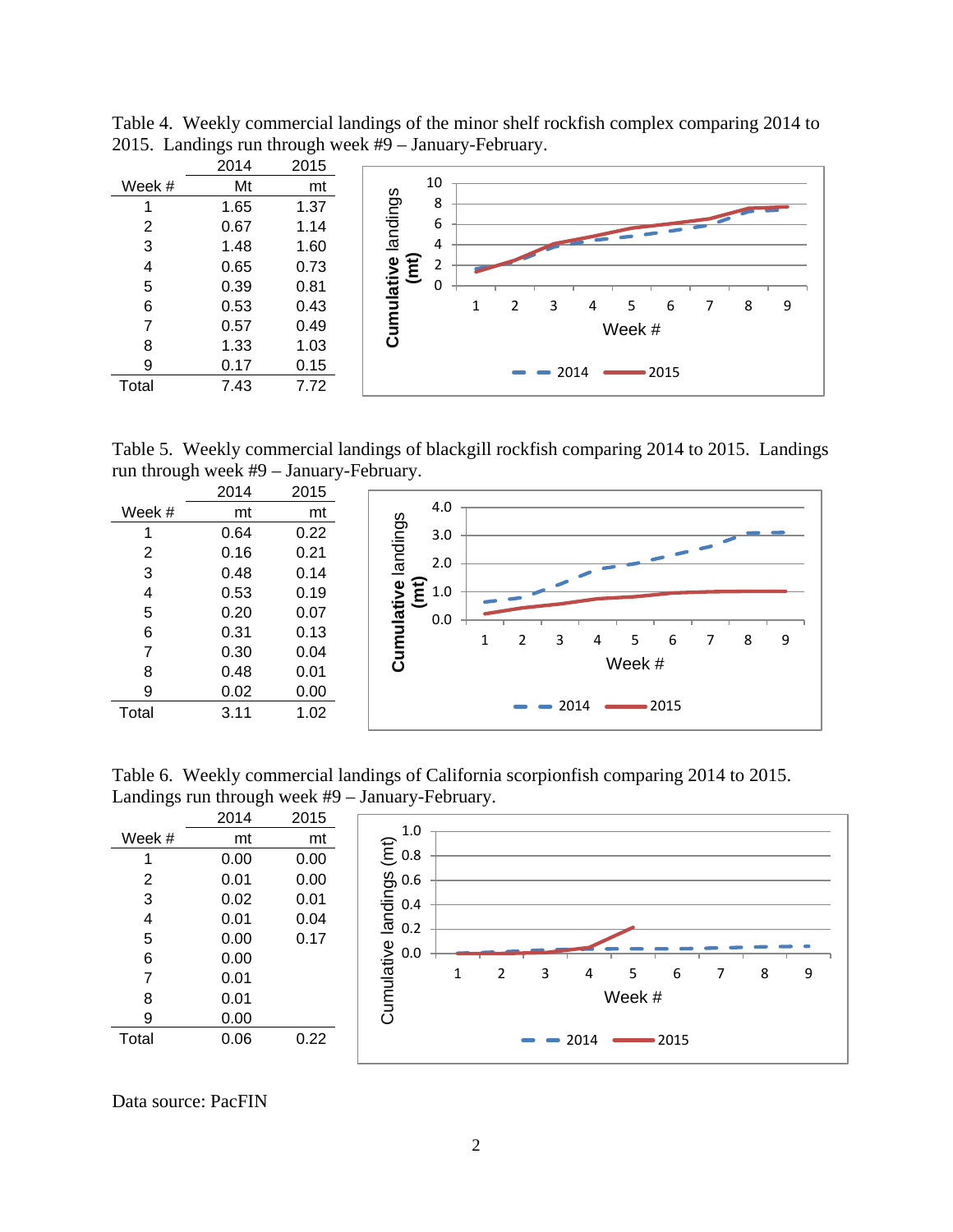Table 4. Weekly commercial landings of the minor shelf rockfish complex comparing 2014 to 2015. Landings run through week #9 – January-February.

| | 2014 | 2015 |
|---|---|---|
| Week # | Mt | mt |
| 1 | 1.65 | 1.37 |
| 2 | 0.67 | 1.14 |
| 3 | 1.48 | 1.60 |
| 4 | 0.65 | 0.73 |
| 5 | 0.39 | 0.81 |
| 6 | 0.53 | 0.43 |
| 7 | 0.57 | 0.49 |
| 8 | 1.33 | 1.03 |
| 9 | 0.17 | 0.15 |
| Total | 7.43 | 7.72 |

Cumulative landings (mt)
10
8
6
4
2
0
1 2 3 4 5 6 7 8 9
Week #
2014 2015

Table 5. Weekly commercial landings of blackgill rockfish comparing 2014 to 2015. Landings run through week #9 – January-February.

| | 2014 | 2015 |
|---|---|---|
| Week # | mt | mt |
| 1 | 0.64 | 0.22 |
| 2 | 0.16 | 0.21 |
| 3 | 0.48 | 0.14 |
| 4 | 0.53 | 0.19 |
| 5 | 0.20 | 0.07 |
| 6 | 0.31 | 0.13 |
| 7 | 0.30 | 0.04 |
| 8 | 0.48 | 0.01 |
| 9 | 0.02 | 0.00 |
| Total | 3.11 | 1.02 |

Cumulative landings (mt)
4.0
3.0
2.0
1.0
0.0
1 2 3 4 5 6 7 8 9
Week #
2014 2015

Table 6. Weekly commercial landings of California scorpionfish comparing 2014 to 2015. Landings run through week #9 – January-February.

| | 2014 | 2015 |
|---|---|---|
| Week # | mt | mt |
| 1 | 0.00 | 0.00 |
| 2 | 0.01 | 0.00 |
| 3 | 0.02 | 0.01 |
| 4 | 0.01 | 0.04 |
| 5 | 0.00 | 0.17 |
| 6 | 0.00 | |
| 7 | 0.01 | |
| 8 | 0.01 | |
| 9 | 0.00 | |
| Total | 0.06 | 0.22 |

Cumulative landings (mt)
1.0
0.8
0.6
0.4
0.2
0.0
1 2 3 4 5 6 7 8 9
Week #
2014 2015

Data source: PacFIN